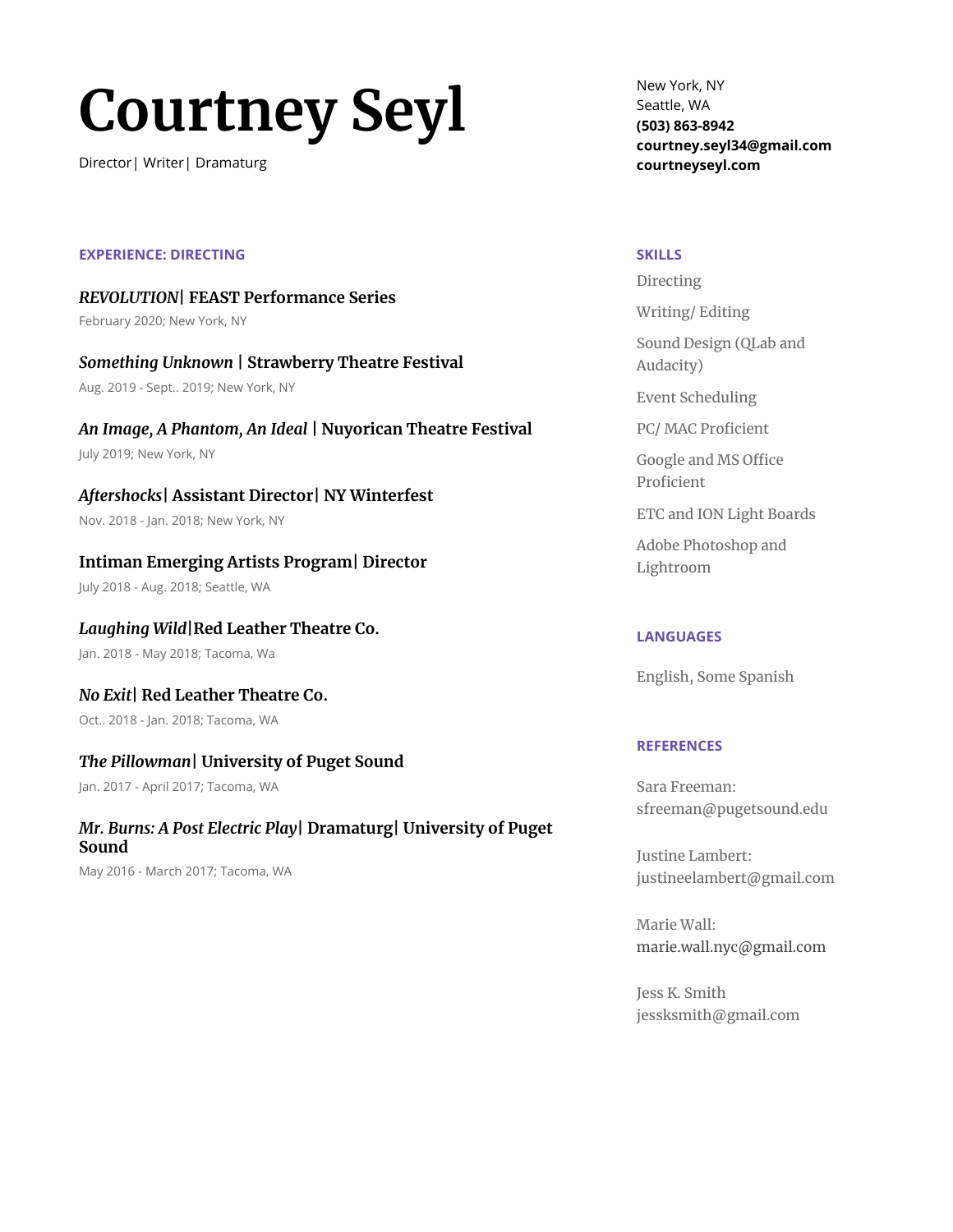# Courtney Seyl

Director| Writer| Dramaturg

New York, NY
Seattle, WA
**(503) 863-8942**
**courtney.seyl34@gmail.com**
**courtneyseyl.com**

## EXPERIENCE: DIRECTING

### *REVOLUTION*| FEAST Performance Series

February 2020; New York, NY

### *Something Unknown* | Strawberry Theatre Festival

Aug. 2019 - Sept.. 2019; New York, NY

### *An Image, A Phantom, An Ideal* | Nuyorican Theatre Festival

July 2019; New York, NY

### *Aftershocks*| Assistant Director| NY Winterfest

Nov. 2018 - Jan. 2018; New York, NY

### Intiman Emerging Artists Program| Director

July 2018 - Aug. 2018; Seattle, WA

### *Laughing Wild*|Red Leather Theatre Co.

Jan. 2018 - May 2018; Tacoma, Wa

### *No Exit*| Red Leather Theatre Co.

Oct.. 2018 - Jan. 2018; Tacoma, WA

### *The Pillowman*| University of Puget Sound

Jan. 2017 - April 2017; Tacoma, WA

### *Mr. Burns: A Post Electric Play*| Dramaturg| University of Puget Sound

May 2016 - March 2017; Tacoma, WA

## SKILLS

Directing

Writing/ Editing

Sound Design (QLab and Audacity)

Event Scheduling

PC/ MAC Proficient

Google and MS Office Proficient

ETC and ION Light Boards

Adobe Photoshop and Lightroom

## LANGUAGES

English, Some Spanish

## REFERENCES

Sara Freeman:
sfreeman@pugetsound.edu

Justine Lambert:
justineelambert@gmail.com

Marie Wall:
marie.wall.nyc@gmail.com

Jess K. Smith
jessksmith@gmail.com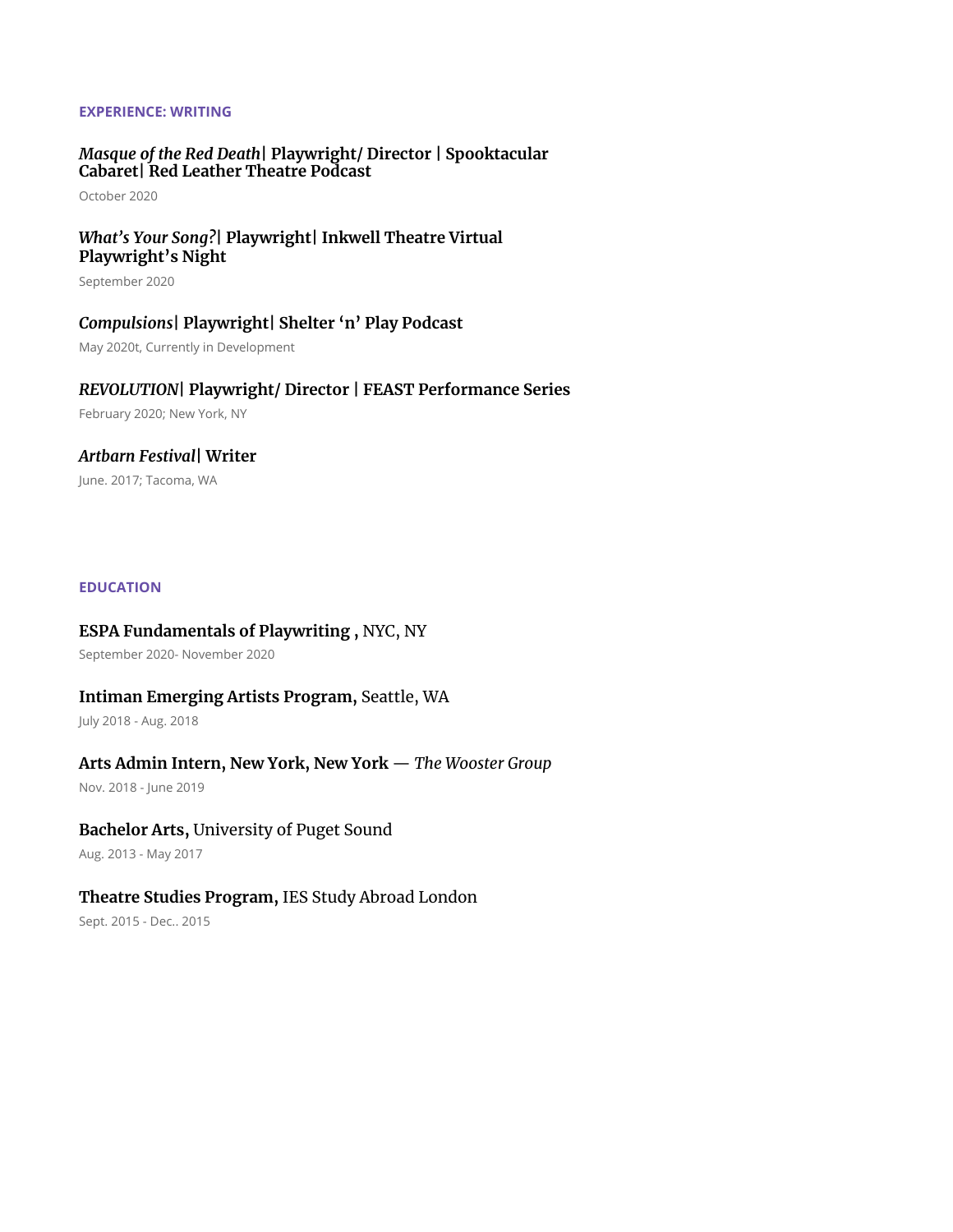## EXPERIENCE: WRITING

### *Masque of the Red Death*| Playwright/ Director | Spooktacular Cabaret| Red Leather Theatre Podcast

October 2020

### *What's Your Song?*| Playwright| Inkwell Theatre Virtual Playwright's Night

September 2020

### *Compulsions*| Playwright| Shelter 'n' Play Podcast

May 2020t, Currently in Development

### *REVOLUTION*| Playwright/ Director | FEAST Performance Series

February 2020; New York, NY

### *Artbarn Festival*| Writer

June. 2017; Tacoma, WA

## EDUCATION

### **ESPA Fundamentals of Playwriting ,** NYC, NY

September 2020- November 2020

### **Intiman Emerging Artists Program,** Seattle, WA

July 2018 - Aug. 2018

### **Arts Admin Intern, New York, New York** — *The Wooster Group*

Nov. 2018 - June 2019

### **Bachelor Arts,** University of Puget Sound

Aug. 2013 - May 2017

### **Theatre Studies Program,** IES Study Abroad London

Sept. 2015 - Dec.. 2015